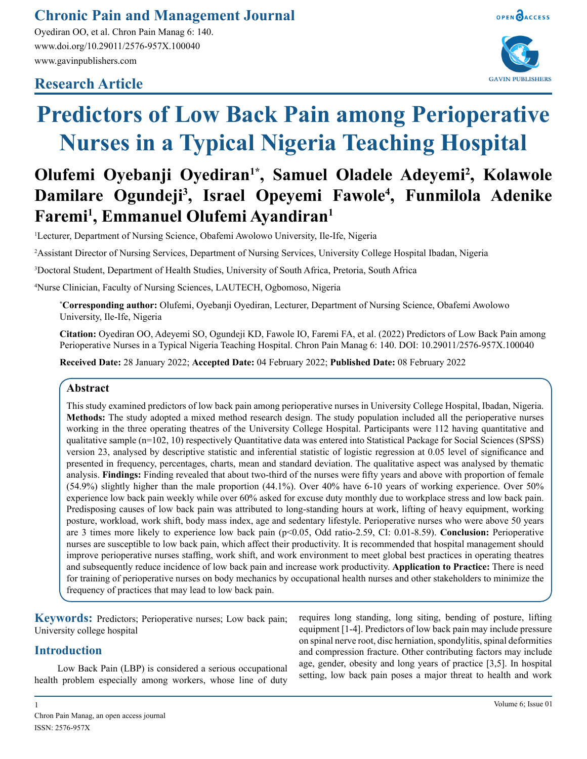## Chronic Pain and Management Journal

Oyediran OO, et al. Chron Pain Manag 6: 140.
www.doi.org/10.29011/2576-957X.100040
www.gavinpublishers.com

## Research Article

# Predictors of Low Back Pain among Perioperative Nurses in a Typical Nigeria Teaching Hospital

**Olufemi Oyebanji Oyediran[1*], Samuel Oladele Adeyemi[2], Kolawole Damilare Ogundeji[3], Israel Opeyemi Fawole[4], Funmilola Adenike Faremi[1], Emmanuel Olufemi Ayandiran[1]**

[1]Lecturer, Department of Nursing Science, Obafemi Awolowo University, Ile-Ife, Nigeria

[2]Assistant Director of Nursing Services, Department of Nursing Services, University College Hospital Ibadan, Nigeria

[3]Doctoral Student, Department of Health Studies, University of South Africa, Pretoria, South Africa

[4]Nurse Clinician, Faculty of Nursing Sciences, LAUTECH, Ogbomoso, Nigeria

[*]**Corresponding author:** Olufemi, Oyebanji Oyediran, Lecturer, Department of Nursing Science, Obafemi Awolowo University, Ile-Ife, Nigeria

**Citation:** Oyediran OO, Adeyemi SO, Ogundeji KD, Fawole IO, Faremi FA, et al. (2022) Predictors of Low Back Pain among Perioperative Nurses in a Typical Nigeria Teaching Hospital. Chron Pain Manag 6: 140. DOI: 10.29011/2576-957X.100040

**Received Date:** 28 January 2022; **Accepted Date:** 04 February 2022; **Published Date:** 08 February 2022

## Abstract

This study examined predictors of low back pain among perioperative nurses in University College Hospital, Ibadan, Nigeria. **Methods:** The study adopted a mixed method research design. The study population included all the perioperative nurses working in the three operating theatres of the University College Hospital. Participants were 112 having quantitative and qualitative sample (n=102, 10) respectively Quantitative data was entered into Statistical Package for Social Sciences (SPSS) version 23, analysed by descriptive statistic and inferential statistic of logistic regression at 0.05 level of significance and presented in frequency, percentages, charts, mean and standard deviation. The qualitative aspect was analysed by thematic analysis. **Findings:** Finding revealed that about two-third of the nurses were fifty years and above with proportion of female (54.9%) slightly higher than the male proportion (44.1%). Over 40% have 6-10 years of working experience. Over 50% experience low back pain weekly while over 60% asked for excuse duty monthly due to workplace stress and low back pain. Predisposing causes of low back pain was attributed to long-standing hours at work, lifting of heavy equipment, working posture, workload, work shift, body mass index, age and sedentary lifestyle. Perioperative nurses who were above 50 years are 3 times more likely to experience low back pain ($p<0.05$, Odd ratio-2.59, CI: 0.01-8.59). **Conclusion:** Perioperative nurses are susceptible to low back pain, which affect their productivity. It is recommended that hospital management should improve perioperative nurses staffing, work shift, and work environment to meet global best practices in operating theatres and subsequently reduce incidence of low back pain and increase work productivity. **Application to Practice:** There is need for training of perioperative nurses on body mechanics by occupational health nurses and other stakeholders to minimize the frequency of practices that may lead to low back pain.

**Keywords:** Predictors; Perioperative nurses; Low back pain; University college hospital

## Introduction

Low Back Pain (LBP) is considered a serious occupational health problem especially among workers, whose line of duty requires long standing, long siting, bending of posture, lifting equipment [1-4]. Predictors of low back pain may include pressure on spinal nerve root, disc herniation, spondylitis, spinal deformities and compression fracture. Other contributing factors may include age, gender, obesity and long years of practice [3,5]. In hospital setting, low back pain poses a major threat to health and work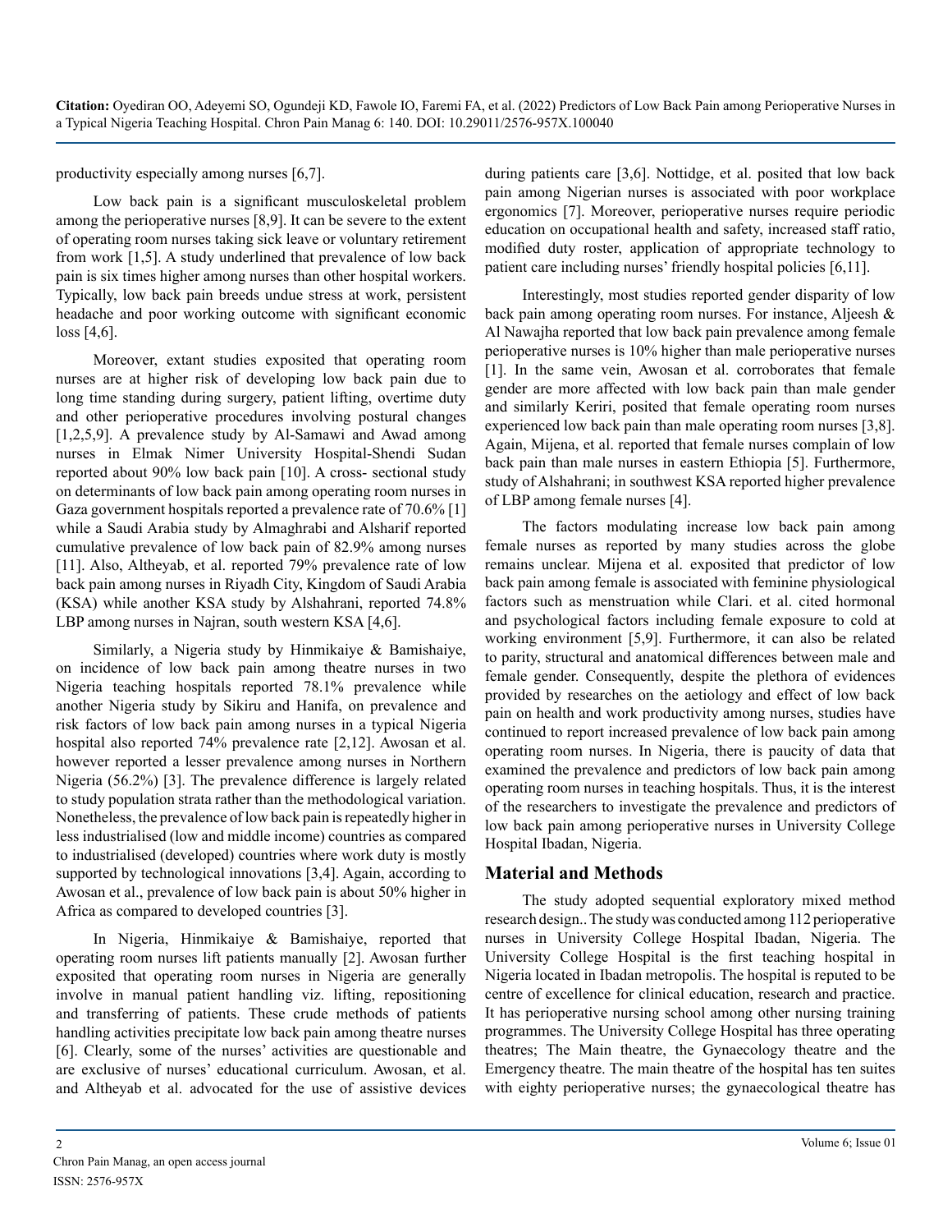productivity especially among nurses [6,7].

Low back pain is a significant musculoskeletal problem among the perioperative nurses [8,9]. It can be severe to the extent of operating room nurses taking sick leave or voluntary retirement from work [1,5]. A study underlined that prevalence of low back pain is six times higher among nurses than other hospital workers. Typically, low back pain breeds undue stress at work, persistent headache and poor working outcome with significant economic loss [4,6].

Moreover, extant studies exposited that operating room nurses are at higher risk of developing low back pain due to long time standing during surgery, patient lifting, overtime duty and other perioperative procedures involving postural changes [1,2,5,9]. A prevalence study by Al-Samawi and Awad among nurses in Elmak Nimer University Hospital-Shendi Sudan reported about 90% low back pain [10]. A cross- sectional study on determinants of low back pain among operating room nurses in Gaza government hospitals reported a prevalence rate of 70.6% [1] while a Saudi Arabia study by Almaghrabi and Alsharif reported cumulative prevalence of low back pain of 82.9% among nurses [11]. Also, Altheyab, et al. reported 79% prevalence rate of low back pain among nurses in Riyadh City, Kingdom of Saudi Arabia (KSA) while another KSA study by Alshahrani, reported 74.8% LBP among nurses in Najran, south western KSA [4,6].

Similarly, a Nigeria study by Hinmikaiye & Bamishaiye, on incidence of low back pain among theatre nurses in two Nigeria teaching hospitals reported 78.1% prevalence while another Nigeria study by Sikiru and Hanifa, on prevalence and risk factors of low back pain among nurses in a typical Nigeria hospital also reported 74% prevalence rate [2,12]. Awosan et al. however reported a lesser prevalence among nurses in Northern Nigeria (56.2%) [3]. The prevalence difference is largely related to study population strata rather than the methodological variation. Nonetheless, the prevalence of low back pain is repeatedly higher in less industrialised (low and middle income) countries as compared to industrialised (developed) countries where work duty is mostly supported by technological innovations [3,4]. Again, according to Awosan et al., prevalence of low back pain is about 50% higher in Africa as compared to developed countries [3].

In Nigeria, Hinmikaiye & Bamishaiye, reported that operating room nurses lift patients manually [2]. Awosan further exposited that operating room nurses in Nigeria are generally involve in manual patient handling viz. lifting, repositioning and transferring of patients. These crude methods of patients handling activities precipitate low back pain among theatre nurses [6]. Clearly, some of the nurses' activities are questionable and are exclusive of nurses' educational curriculum. Awosan, et al. and Altheyab et al. advocated for the use of assistive devices during patients care [3,6]. Nottidge, et al. posited that low back pain among Nigerian nurses is associated with poor workplace ergonomics [7]. Moreover, perioperative nurses require periodic education on occupational health and safety, increased staff ratio, modified duty roster, application of appropriate technology to patient care including nurses' friendly hospital policies [6,11].

Interestingly, most studies reported gender disparity of low back pain among operating room nurses. For instance, Aljeesh & Al Nawajha reported that low back pain prevalence among female perioperative nurses is 10% higher than male perioperative nurses [1]. In the same vein, Awosan et al. corroborates that female gender are more affected with low back pain than male gender and similarly Keriri, posited that female operating room nurses experienced low back pain than male operating room nurses [3,8]. Again, Mijena, et al. reported that female nurses complain of low back pain than male nurses in eastern Ethiopia [5]. Furthermore, study of Alshahrani; in southwest KSA reported higher prevalence of LBP among female nurses [4].

The factors modulating increase low back pain among female nurses as reported by many studies across the globe remains unclear. Mijena et al. exposited that predictor of low back pain among female is associated with feminine physiological factors such as menstruation while Clari. et al. cited hormonal and psychological factors including female exposure to cold at working environment [5,9]. Furthermore, it can also be related to parity, structural and anatomical differences between male and female gender. Consequently, despite the plethora of evidences provided by researches on the aetiology and effect of low back pain on health and work productivity among nurses, studies have continued to report increased prevalence of low back pain among operating room nurses. In Nigeria, there is paucity of data that examined the prevalence and predictors of low back pain among operating room nurses in teaching hospitals. Thus, it is the interest of the researchers to investigate the prevalence and predictors of low back pain among perioperative nurses in University College Hospital Ibadan, Nigeria.

## Material and Methods

The study adopted sequential exploratory mixed method research design.. The study was conducted among 112 perioperative nurses in University College Hospital Ibadan, Nigeria. The University College Hospital is the first teaching hospital in Nigeria located in Ibadan metropolis. The hospital is reputed to be centre of excellence for clinical education, research and practice. It has perioperative nursing school among other nursing training programmes. The University College Hospital has three operating theatres; The Main theatre, the Gynaecology theatre and the Emergency theatre. The main theatre of the hospital has ten suites with eighty perioperative nurses; the gynaecological theatre has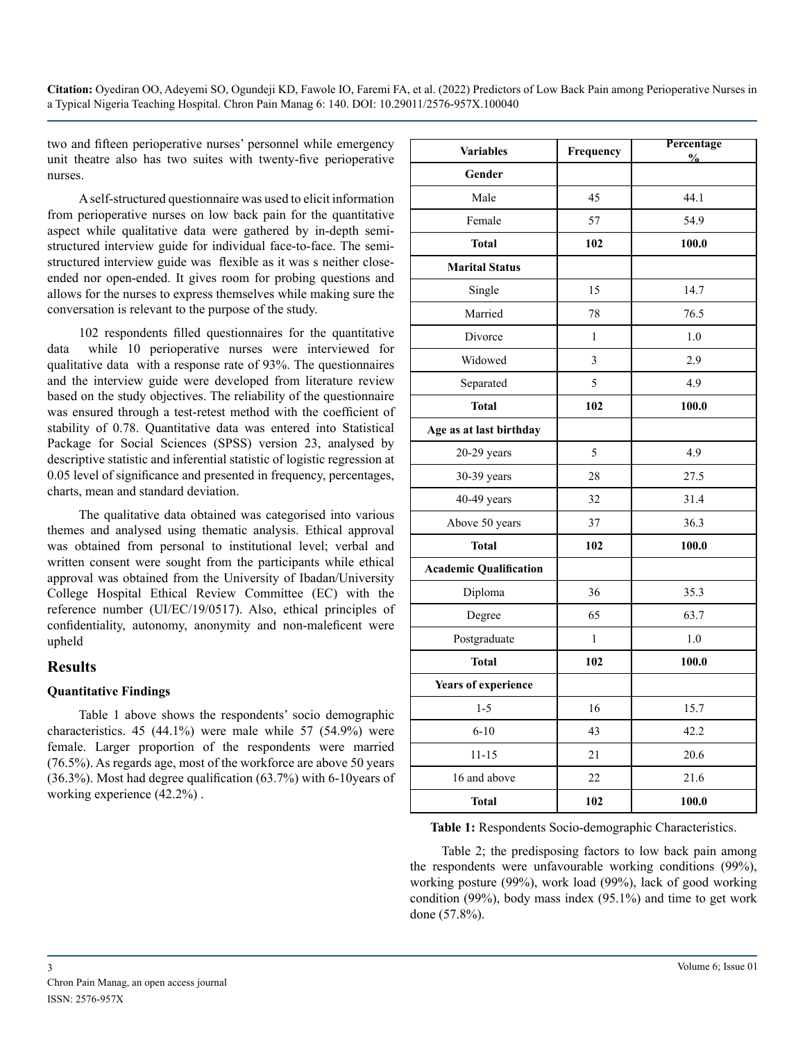two and fifteen perioperative nurses' personnel while emergency unit theatre also has two suites with twenty-five perioperative nurses.

A self-structured questionnaire was used to elicit information from perioperative nurses on low back pain for the quantitative aspect while qualitative data were gathered by in-depth semi-structured interview guide for individual face-to-face. The semi-structured interview guide was flexible as it was s neither close-ended nor open-ended. It gives room for probing questions and allows for the nurses to express themselves while making sure the conversation is relevant to the purpose of the study.

102 respondents filled questionnaires for the quantitative data while 10 perioperative nurses were interviewed for qualitative data with a response rate of 93%. The questionnaires and the interview guide were developed from literature review based on the study objectives. The reliability of the questionnaire was ensured through a test-retest method with the coefficient of stability of 0.78. Quantitative data was entered into Statistical Package for Social Sciences (SPSS) version 23, analysed by descriptive statistic and inferential statistic of logistic regression at 0.05 level of significance and presented in frequency, percentages, charts, mean and standard deviation.

The qualitative data obtained was categorised into various themes and analysed using thematic analysis. Ethical approval was obtained from personal to institutional level; verbal and written consent were sought from the participants while ethical approval was obtained from the University of Ibadan/University College Hospital Ethical Review Committee (EC) with the reference number (UI/EC/19/0517). Also, ethical principles of confidentiality, autonomy, anonymity and non-maleficent were upheld

## Results

### Quantitative Findings

Table 1 above shows the respondents' socio demographic characteristics. 45 (44.1%) were male while 57 (54.9%) were female. Larger proportion of the respondents were married (76.5%). As regards age, most of the workforce are above 50 years (36.3%). Most had degree qualification (63.7%) with 6-10years of working experience (42.2%) .

| Variables | Frequency | Percentage % |
|---|---|---|
| **Gender** | | |
| Male | 45 | 44.1 |
| Female | 57 | 54.9 |
| **Total** | **102** | **100.0** |
| **Marital Status** | | |
| Single | 15 | 14.7 |
| Married | 78 | 76.5 |
| Divorce | 1 | 1.0 |
| Widowed | 3 | 2.9 |
| Separated | 5 | 4.9 |
| **Total** | **102** | **100.0** |
| **Age as at last birthday** | | |
| 20-29 years | 5 | 4.9 |
| 30-39 years | 28 | 27.5 |
| 40-49 years | 32 | 31.4 |
| Above 50 years | 37 | 36.3 |
| **Total** | **102** | **100.0** |
| **Academic Qualification** | | |
| Diploma | 36 | 35.3 |
| Degree | 65 | 63.7 |
| Postgraduate | 1 | 1.0 |
| **Total** | **102** | **100.0** |
| **Years of experience** | | |
| 1-5 | 16 | 15.7 |
| 6-10 | 43 | 42.2 |
| 11-15 | 21 | 20.6 |
| 16 and above | 22 | 21.6 |
| **Total** | **102** | **100.0** |

**Table 1:** Respondents Socio-demographic Characteristics.

Table 2; the predisposing factors to low back pain among the respondents were unfavourable working conditions (99%), working posture (99%), work load (99%), lack of good working condition (99%), body mass index (95.1%) and time to get work done (57.8%).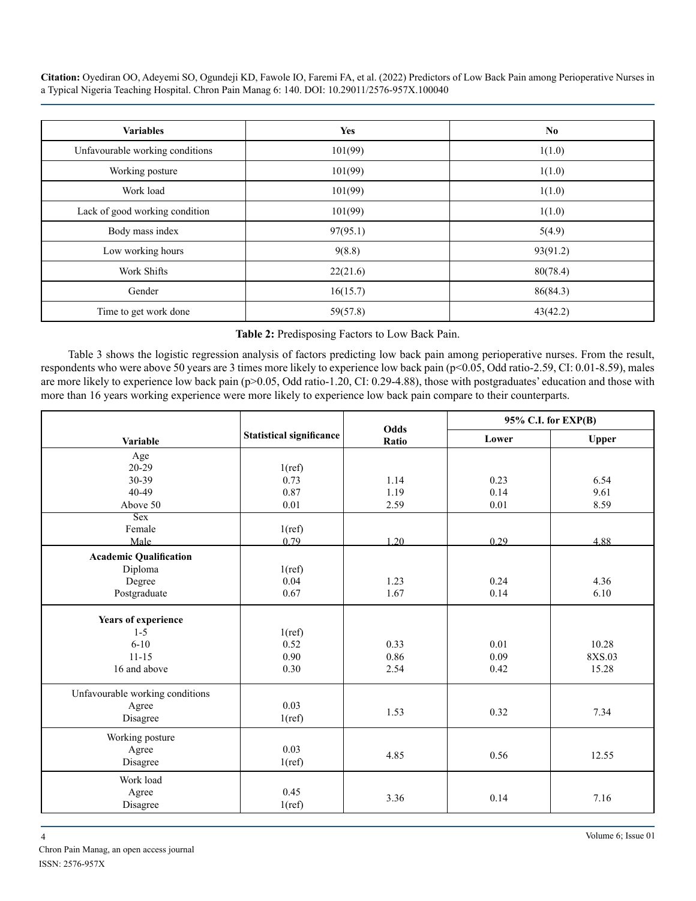| Variables | Yes | No |
|---|---|---|
| Unfavourable working conditions | 101(99) | 1(1.0) |
| Working posture | 101(99) | 1(1.0) |
| Work load | 101(99) | 1(1.0) |
| Lack of good working condition | 101(99) | 1(1.0) |
| Body mass index | 97(95.1) | 5(4.9) |
| Low working hours | 9(8.8) | 93(91.2) |
| Work Shifts | 22(21.6) | 80(78.4) |
| Gender | 16(15.7) | 86(84.3) |
| Time to get work done | 59(57.8) | 43(42.2) |

**Table 2:** Predisposing Factors to Low Back Pain.

Table 3 shows the logistic regression analysis of factors predicting low back pain among perioperative nurses. From the result, respondents who were above 50 years are 3 times more likely to experience low back pain ($p<0.05$, Odd ratio-2.59, CI: 0.01-8.59), males are more likely to experience low back pain ($p>0.05$, Odd ratio-1.20, CI: 0.29-4.88), those with postgraduates' education and those with more than 16 years working experience were more likely to experience low back pain compare to their counterparts.

| Variable | Statistical significance | Odds Ratio | 95% C.I. for EXP(B) | |
|---|---|---|---|---|
| | | | Lower | Upper |
| Age | | | | |
| 20-29 | 1(ref) | | | |
| 30-39 | 0.73 | 1.14 | 0.23 | 6.54 |
| 40-49 | 0.87 | 1.19 | 0.14 | 9.61 |
| Above 50 | 0.01 | 2.59 | 0.01 | 8.59 |
| Sex | | | | |
| Female | 1(ref) | | | |
| Male | 0.79 | 1.20 | 0.29 | 4.88 |
| **Academic Qualification** | | | | |
| Diploma | 1(ref) | | | |
| Degree | 0.04 | 1.23 | 0.24 | 4.36 |
| Postgraduate | 0.67 | 1.67 | 0.14 | 6.10 |
| **Years of experience** | | | | |
| 1-5 | 1(ref) | | | |
| 6-10 | 0.52 | 0.33 | 0.01 | 10.28 |
| 11-15 | 0.90 | 0.86 | 0.09 | 8XS.03 |
| 16 and above | 0.30 | 2.54 | 0.42 | 15.28 |
| Unfavourable working conditions | | | | |
| Agree | 0.03 | 1.53 | 0.32 | 7.34 |
| Disagree | 1(ref) | | | |
| Working posture | | | | |
| Agree | 0.03 | 4.85 | 0.56 | 12.55 |
| Disagree | 1(ref) | | | |
| Work load | | | | |
| Agree | 0.45 | 3.36 | 0.14 | 7.16 |
| Disagree | 1(ref) | | | |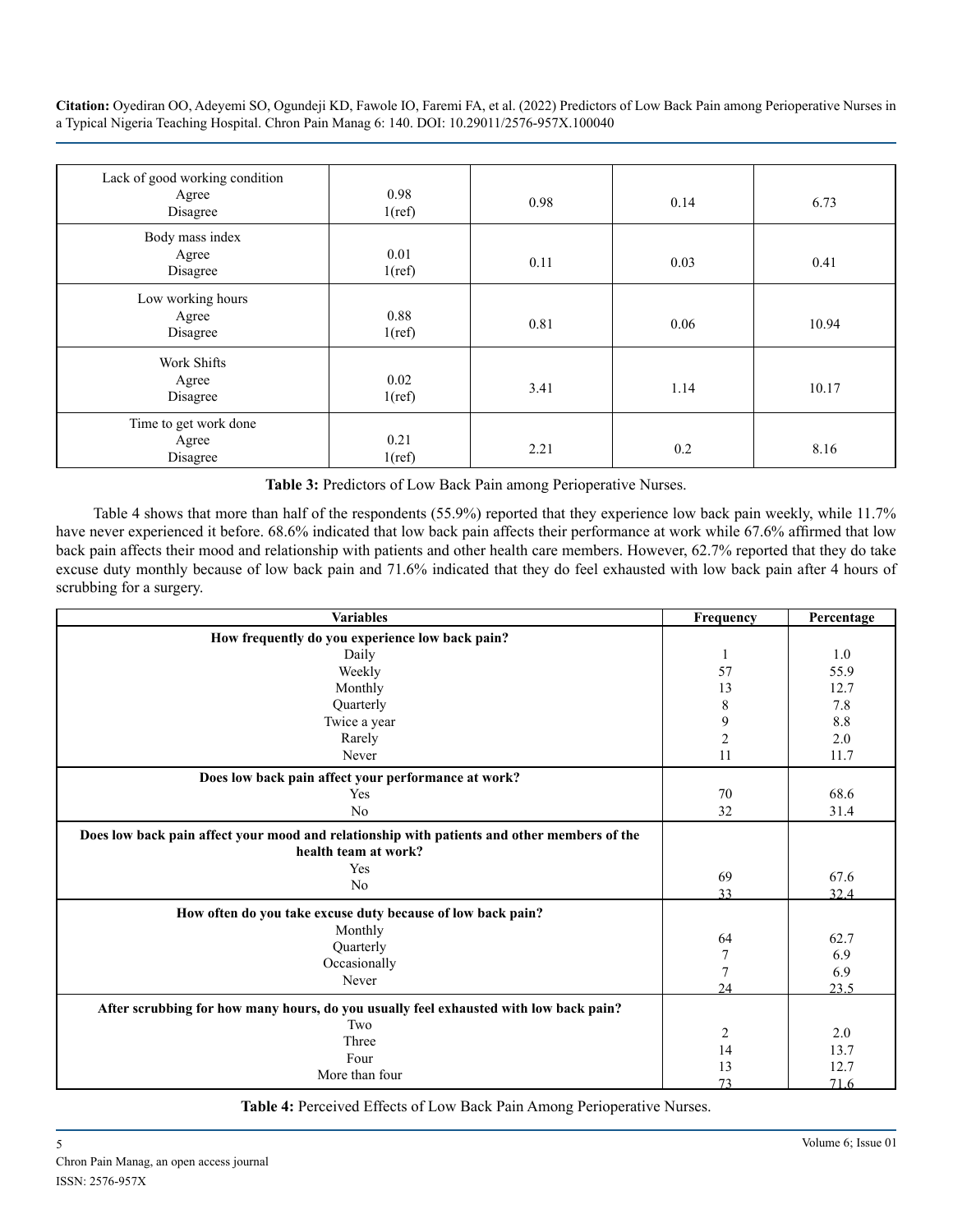| Lack of good working condition<br>Agree<br>Disagree | 0.98<br>1(ref) | 0.98 | 0.14 | 6.73 |
|---|---|---|---|---|
| Body mass index<br>Agree<br>Disagree | 0.01<br>1(ref) | 0.11 | 0.03 | 0.41 |
| Low working hours<br>Agree<br>Disagree | 0.88<br>1(ref) | 0.81 | 0.06 | 10.94 |
| Work Shifts<br>Agree<br>Disagree | 0.02<br>1(ref) | 3.41 | 1.14 | 10.17 |
| Time to get work done<br>Agree<br>Disagree | 0.21<br>1(ref) | 2.21 | 0.2 | 8.16 |

**Table 3:** Predictors of Low Back Pain among Perioperative Nurses.

Table 4 shows that more than half of the respondents (55.9%) reported that they experience low back pain weekly, while 11.7% have never experienced it before. 68.6% indicated that low back pain affects their performance at work while 67.6% affirmed that low back pain affects their mood and relationship with patients and other health care members. However, 62.7% reported that they do take excuse duty monthly because of low back pain and 71.6% indicated that they do feel exhausted with low back pain after 4 hours of scrubbing for a surgery.

| Variables | Frequency | Percentage |
|---|---|---|
| **How frequently do you experience low back pain?** | | |
| Daily | 1 | 1.0 |
| Weekly | 57 | 55.9 |
| Monthly | 13 | 12.7 |
| Quarterly | 8 | 7.8 |
| Twice a year | 9 | 8.8 |
| Rarely | 2 | 2.0 |
| Never | 11 | 11.7 |
| **Does low back pain affect your performance at work?** | | |
| Yes | 70 | 68.6 |
| No | 32 | 31.4 |
| **Does low back pain affect your mood and relationship with patients and other members of the health team at work?** | | |
| Yes | 69 | 67.6 |
| No | 33 | 32.4 |
| **How often do you take excuse duty because of low back pain?** | | |
| Monthly | 64 | 62.7 |
| Quarterly | 7 | 6.9 |
| Occasionally | 7 | 6.9 |
| Never | 24 | 23.5 |
| **After scrubbing for how many hours, do you usually feel exhausted with low back pain?** | | |
| Two | 2 | 2.0 |
| Three | 14 | 13.7 |
| Four | 13 | 12.7 |
| More than four | 73 | 71.6 |

**Table 4:** Perceived Effects of Low Back Pain Among Perioperative Nurses.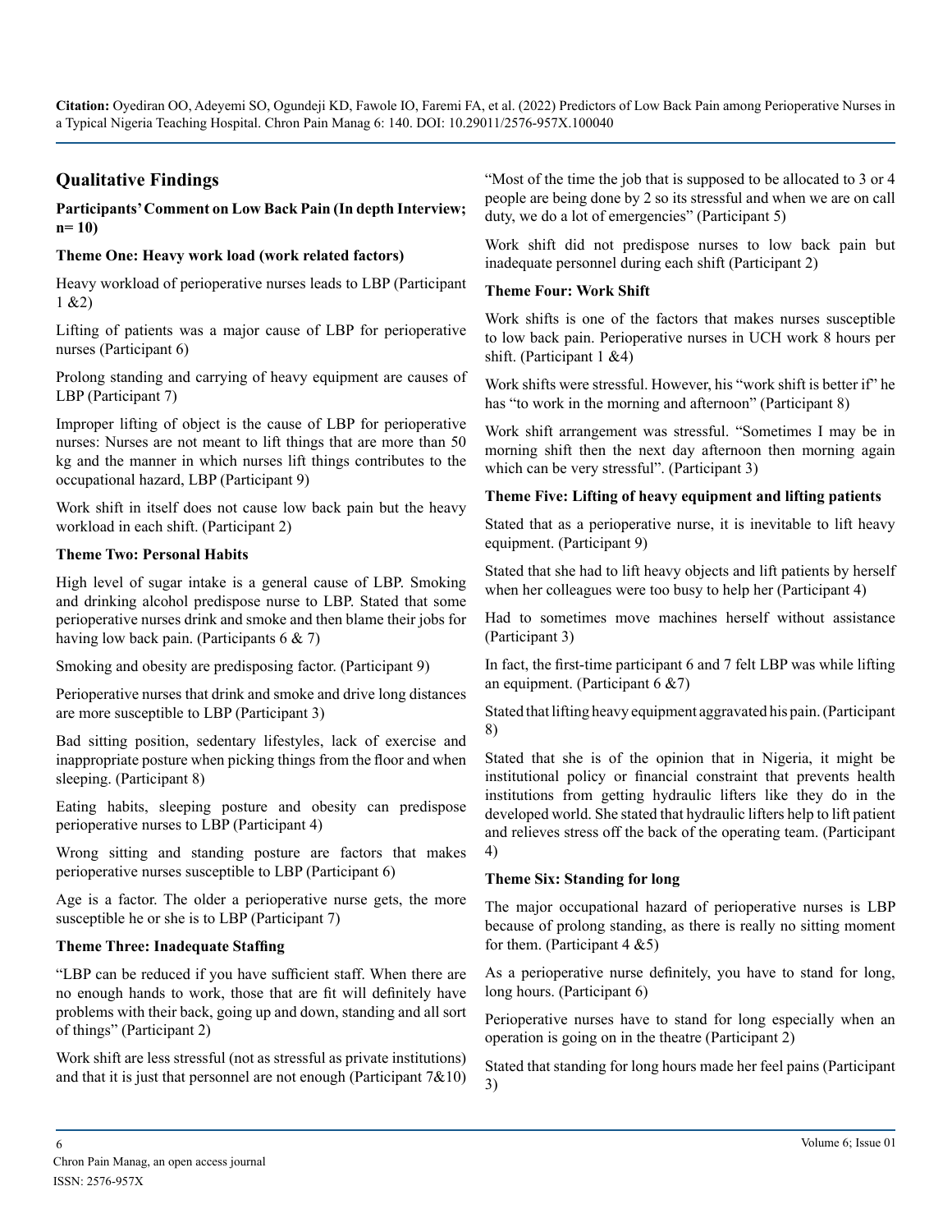## Qualitative Findings

**Participants' Comment on Low Back Pain (In depth Interview; n= 10)**

**Theme One: Heavy work load (work related factors)**

Heavy workload of perioperative nurses leads to LBP (Participant 1 &2)

Lifting of patients was a major cause of LBP for perioperative nurses (Participant 6)

Prolong standing and carrying of heavy equipment are causes of LBP (Participant 7)

Improper lifting of object is the cause of LBP for perioperative nurses: Nurses are not meant to lift things that are more than 50 kg and the manner in which nurses lift things contributes to the occupational hazard, LBP (Participant 9)

Work shift in itself does not cause low back pain but the heavy workload in each shift. (Participant 2)

**Theme Two: Personal Habits**

High level of sugar intake is a general cause of LBP. Smoking and drinking alcohol predispose nurse to LBP. Stated that some perioperative nurses drink and smoke and then blame their jobs for having low back pain. (Participants 6 & 7)

Smoking and obesity are predisposing factor. (Participant 9)

Perioperative nurses that drink and smoke and drive long distances are more susceptible to LBP (Participant 3)

Bad sitting position, sedentary lifestyles, lack of exercise and inappropriate posture when picking things from the floor and when sleeping. (Participant 8)

Eating habits, sleeping posture and obesity can predispose perioperative nurses to LBP (Participant 4)

Wrong sitting and standing posture are factors that makes perioperative nurses susceptible to LBP (Participant 6)

Age is a factor. The older a perioperative nurse gets, the more susceptible he or she is to LBP (Participant 7)

**Theme Three: Inadequate Staffing**

"LBP can be reduced if you have sufficient staff. When there are no enough hands to work, those that are fit will definitely have problems with their back, going up and down, standing and all sort of things" (Participant 2)

Work shift are less stressful (not as stressful as private institutions) and that it is just that personnel are not enough (Participant 7&10)

"Most of the time the job that is supposed to be allocated to 3 or 4 people are being done by 2 so its stressful and when we are on call duty, we do a lot of emergencies" (Participant 5)

Work shift did not predispose nurses to low back pain but inadequate personnel during each shift (Participant 2)

**Theme Four: Work Shift**

Work shifts is one of the factors that makes nurses susceptible to low back pain. Perioperative nurses in UCH work 8 hours per shift. (Participant 1 &4)

Work shifts were stressful. However, his "work shift is better if" he has "to work in the morning and afternoon" (Participant 8)

Work shift arrangement was stressful. "Sometimes I may be in morning shift then the next day afternoon then morning again which can be very stressful". (Participant 3)

**Theme Five: Lifting of heavy equipment and lifting patients**

Stated that as a perioperative nurse, it is inevitable to lift heavy equipment. (Participant 9)

Stated that she had to lift heavy objects and lift patients by herself when her colleagues were too busy to help her (Participant 4)

Had to sometimes move machines herself without assistance (Participant 3)

In fact, the first-time participant 6 and 7 felt LBP was while lifting an equipment. (Participant 6 &7)

Stated that lifting heavy equipment aggravated his pain. (Participant 8)

Stated that she is of the opinion that in Nigeria, it might be institutional policy or financial constraint that prevents health institutions from getting hydraulic lifters like they do in the developed world. She stated that hydraulic lifters help to lift patient and relieves stress off the back of the operating team. (Participant 4)

**Theme Six: Standing for long**

The major occupational hazard of perioperative nurses is LBP because of prolong standing, as there is really no sitting moment for them. (Participant 4 &5)

As a perioperative nurse definitely, you have to stand for long, long hours. (Participant 6)

Perioperative nurses have to stand for long especially when an operation is going on in the theatre (Participant 2)

Stated that standing for long hours made her feel pains (Participant 3)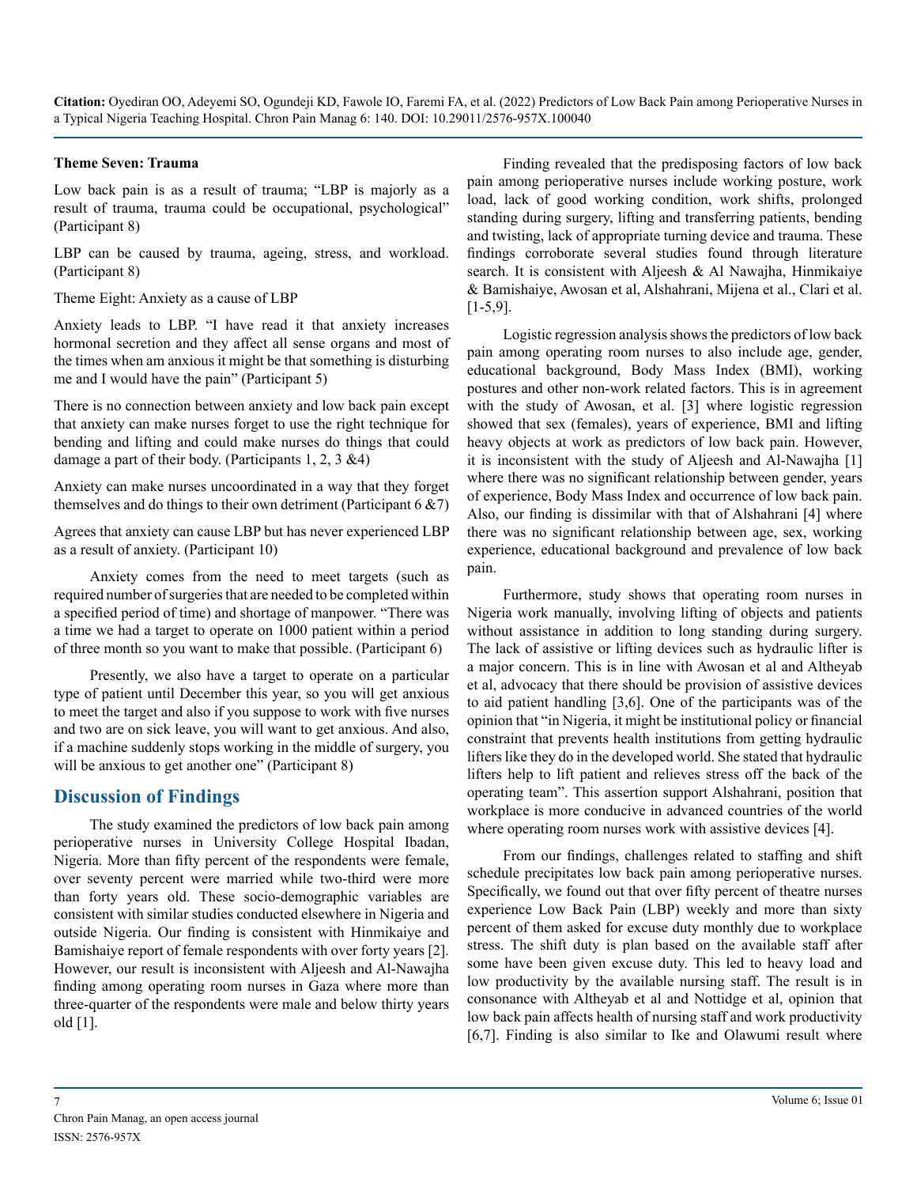**Theme Seven: Trauma**

Low back pain is as a result of trauma; "LBP is majorly as a result of trauma, trauma could be occupational, psychological" (Participant 8)

LBP can be caused by trauma, ageing, stress, and workload. (Participant 8)

Theme Eight: Anxiety as a cause of LBP

Anxiety leads to LBP. "I have read it that anxiety increases hormonal secretion and they affect all sense organs and most of the times when am anxious it might be that something is disturbing me and I would have the pain" (Participant 5)

There is no connection between anxiety and low back pain except that anxiety can make nurses forget to use the right technique for bending and lifting and could make nurses do things that could damage a part of their body. (Participants 1, 2, 3 &4)

Anxiety can make nurses uncoordinated in a way that they forget themselves and do things to their own detriment (Participant 6 &7)

Agrees that anxiety can cause LBP but has never experienced LBP as a result of anxiety. (Participant 10)

Anxiety comes from the need to meet targets (such as required number of surgeries that are needed to be completed within a specified period of time) and shortage of manpower. "There was a time we had a target to operate on 1000 patient within a period of three month so you want to make that possible. (Participant 6)

Presently, we also have a target to operate on a particular type of patient until December this year, so you will get anxious to meet the target and also if you suppose to work with five nurses and two are on sick leave, you will want to get anxious. And also, if a machine suddenly stops working in the middle of surgery, you will be anxious to get another one" (Participant 8)

## Discussion of Findings

The study examined the predictors of low back pain among perioperative nurses in University College Hospital Ibadan, Nigeria. More than fifty percent of the respondents were female, over seventy percent were married while two-third were more than forty years old. These socio-demographic variables are consistent with similar studies conducted elsewhere in Nigeria and outside Nigeria. Our finding is consistent with Hinmikaiye and Bamishaiye report of female respondents with over forty years [2]. However, our result is inconsistent with Aljeesh and Al-Nawajha finding among operating room nurses in Gaza where more than three-quarter of the respondents were male and below thirty years old [1].

Finding revealed that the predisposing factors of low back pain among perioperative nurses include working posture, work load, lack of good working condition, work shifts, prolonged standing during surgery, lifting and transferring patients, bending and twisting, lack of appropriate turning device and trauma. These findings corroborate several studies found through literature search. It is consistent with Aljeesh & Al Nawajha, Hinmikaiye & Bamishaiye, Awosan et al, Alshahrani, Mijena et al., Clari et al. [1-5,9].

Logistic regression analysis shows the predictors of low back pain among operating room nurses to also include age, gender, educational background, Body Mass Index (BMI), working postures and other non-work related factors. This is in agreement with the study of Awosan, et al. [3] where logistic regression showed that sex (females), years of experience, BMI and lifting heavy objects at work as predictors of low back pain. However, it is inconsistent with the study of Aljeesh and Al-Nawajha [1] where there was no significant relationship between gender, years of experience, Body Mass Index and occurrence of low back pain. Also, our finding is dissimilar with that of Alshahrani [4] where there was no significant relationship between age, sex, working experience, educational background and prevalence of low back pain.

Furthermore, study shows that operating room nurses in Nigeria work manually, involving lifting of objects and patients without assistance in addition to long standing during surgery. The lack of assistive or lifting devices such as hydraulic lifter is a major concern. This is in line with Awosan et al and Altheyab et al, advocacy that there should be provision of assistive devices to aid patient handling [3,6]. One of the participants was of the opinion that "in Nigeria, it might be institutional policy or financial constraint that prevents health institutions from getting hydraulic lifters like they do in the developed world. She stated that hydraulic lifters help to lift patient and relieves stress off the back of the operating team". This assertion support Alshahrani, position that workplace is more conducive in advanced countries of the world where operating room nurses work with assistive devices [4].

From our findings, challenges related to staffing and shift schedule precipitates low back pain among perioperative nurses. Specifically, we found out that over fifty percent of theatre nurses experience Low Back Pain (LBP) weekly and more than sixty percent of them asked for excuse duty monthly due to workplace stress. The shift duty is plan based on the available staff after some have been given excuse duty. This led to heavy load and low productivity by the available nursing staff. The result is in consonance with Altheyab et al and Nottidge et al, opinion that low back pain affects health of nursing staff and work productivity [6,7]. Finding is also similar to Ike and Olawumi result where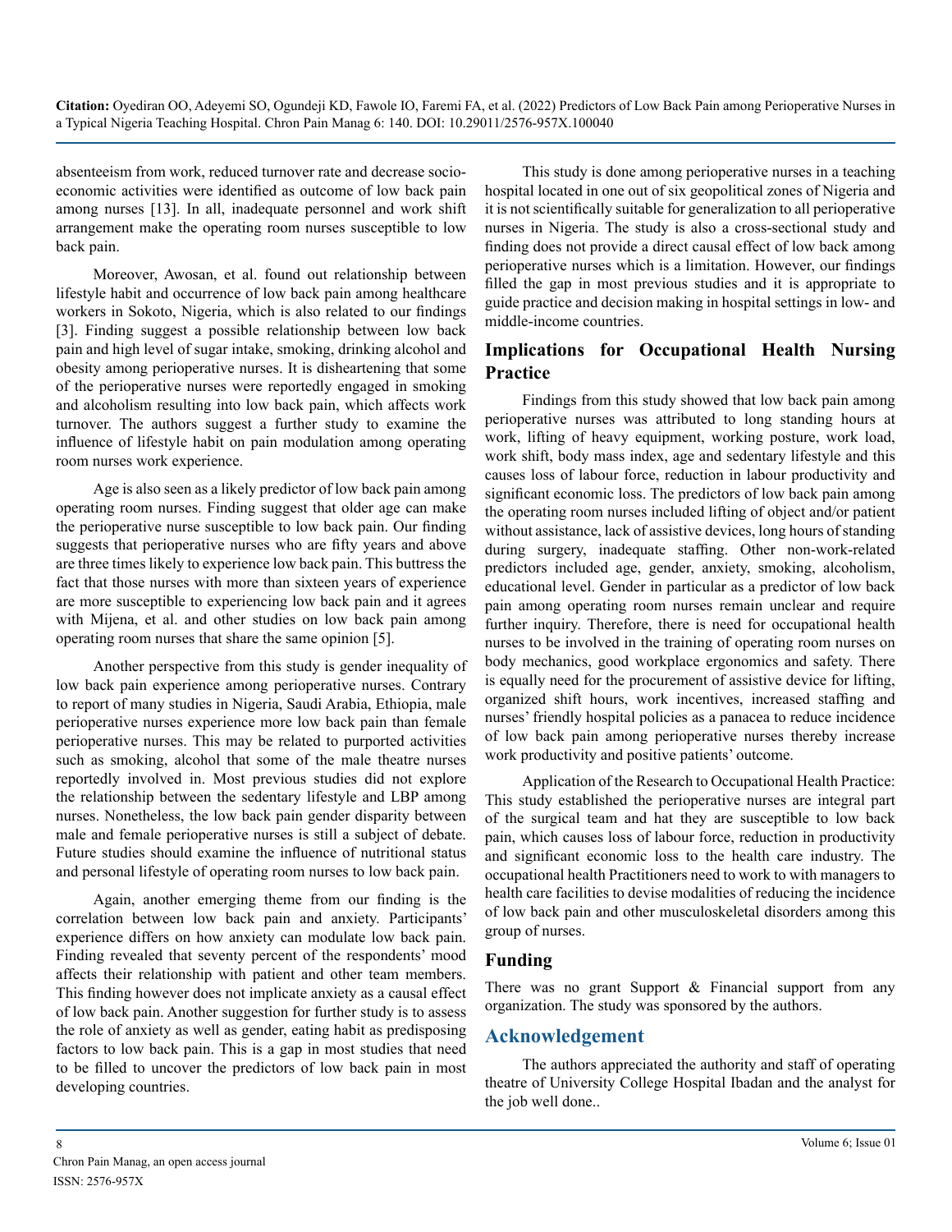absenteeism from work, reduced turnover rate and decrease socio-economic activities were identified as outcome of low back pain among nurses [13]. In all, inadequate personnel and work shift arrangement make the operating room nurses susceptible to low back pain.

Moreover, Awosan, et al. found out relationship between lifestyle habit and occurrence of low back pain among healthcare workers in Sokoto, Nigeria, which is also related to our findings [3]. Finding suggest a possible relationship between low back pain and high level of sugar intake, smoking, drinking alcohol and obesity among perioperative nurses. It is disheartening that some of the perioperative nurses were reportedly engaged in smoking and alcoholism resulting into low back pain, which affects work turnover. The authors suggest a further study to examine the influence of lifestyle habit on pain modulation among operating room nurses work experience.

Age is also seen as a likely predictor of low back pain among operating room nurses. Finding suggest that older age can make the perioperative nurse susceptible to low back pain. Our finding suggests that perioperative nurses who are fifty years and above are three times likely to experience low back pain. This buttress the fact that those nurses with more than sixteen years of experience are more susceptible to experiencing low back pain and it agrees with Mijena, et al. and other studies on low back pain among operating room nurses that share the same opinion [5].

Another perspective from this study is gender inequality of low back pain experience among perioperative nurses. Contrary to report of many studies in Nigeria, Saudi Arabia, Ethiopia, male perioperative nurses experience more low back pain than female perioperative nurses. This may be related to purported activities such as smoking, alcohol that some of the male theatre nurses reportedly involved in. Most previous studies did not explore the relationship between the sedentary lifestyle and LBP among nurses. Nonetheless, the low back pain gender disparity between male and female perioperative nurses is still a subject of debate. Future studies should examine the influence of nutritional status and personal lifestyle of operating room nurses to low back pain.

Again, another emerging theme from our finding is the correlation between low back pain and anxiety. Participants' experience differs on how anxiety can modulate low back pain. Finding revealed that seventy percent of the respondents' mood affects their relationship with patient and other team members. This finding however does not implicate anxiety as a causal effect of low back pain. Another suggestion for further study is to assess the role of anxiety as well as gender, eating habit as predisposing factors to low back pain. This is a gap in most studies that need to be filled to uncover the predictors of low back pain in most developing countries.

This study is done among perioperative nurses in a teaching hospital located in one out of six geopolitical zones of Nigeria and it is not scientifically suitable for generalization to all perioperative nurses in Nigeria. The study is also a cross-sectional study and finding does not provide a direct causal effect of low back among perioperative nurses which is a limitation. However, our findings filled the gap in most previous studies and it is appropriate to guide practice and decision making in hospital settings in low- and middle-income countries.

## Implications for Occupational Health Nursing Practice

Findings from this study showed that low back pain among perioperative nurses was attributed to long standing hours at work, lifting of heavy equipment, working posture, work load, work shift, body mass index, age and sedentary lifestyle and this causes loss of labour force, reduction in labour productivity and significant economic loss. The predictors of low back pain among the operating room nurses included lifting of object and/or patient without assistance, lack of assistive devices, long hours of standing during surgery, inadequate staffing. Other non-work-related predictors included age, gender, anxiety, smoking, alcoholism, educational level. Gender in particular as a predictor of low back pain among operating room nurses remain unclear and require further inquiry. Therefore, there is need for occupational health nurses to be involved in the training of operating room nurses on body mechanics, good workplace ergonomics and safety. There is equally need for the procurement of assistive device for lifting, organized shift hours, work incentives, increased staffing and nurses' friendly hospital policies as a panacea to reduce incidence of low back pain among perioperative nurses thereby increase work productivity and positive patients' outcome.

Application of the Research to Occupational Health Practice: This study established the perioperative nurses are integral part of the surgical team and hat they are susceptible to low back pain, which causes loss of labour force, reduction in productivity and significant economic loss to the health care industry. The occupational health Practitioners need to work to with managers to health care facilities to devise modalities of reducing the incidence of low back pain and other musculoskeletal disorders among this group of nurses.

## Funding

There was no grant Support & Financial support from any organization. The study was sponsored by the authors.

## Acknowledgement

The authors appreciated the authority and staff of operating theatre of University College Hospital Ibadan and the analyst for the job well done..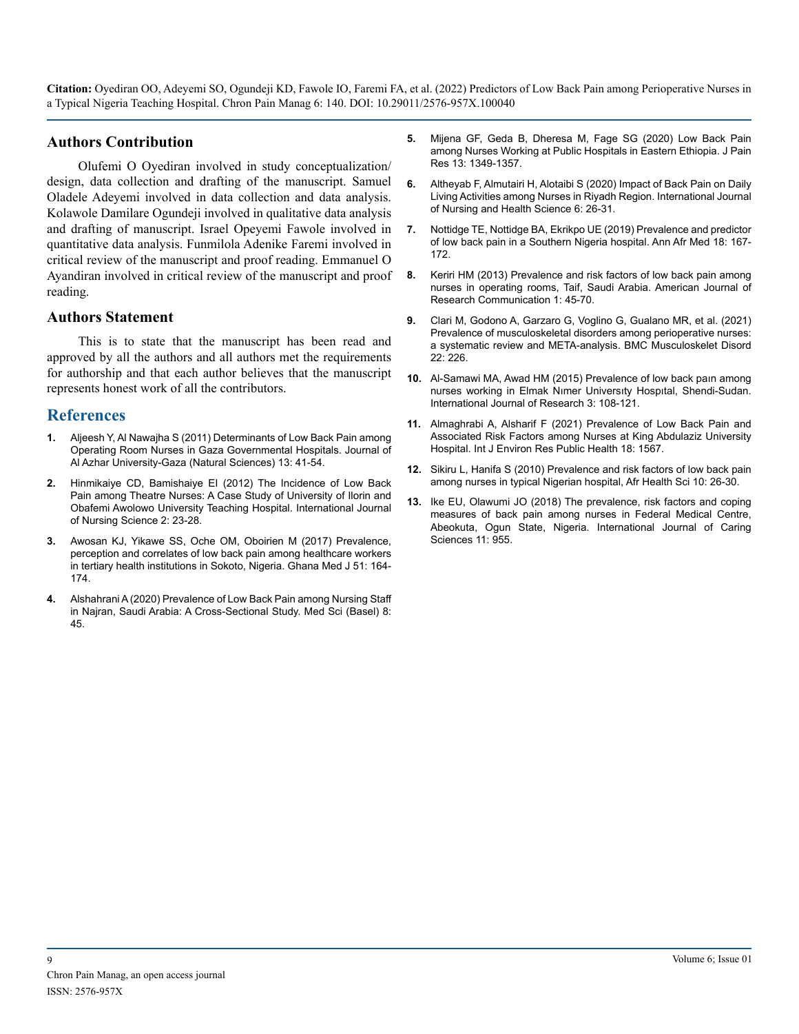## Authors Contribution

Olufemi O Oyediran involved in study conceptualization/design, data collection and drafting of the manuscript. Samuel Oladele Adeyemi involved in data collection and data analysis. Kolawole Damilare Ogundeji involved in qualitative data analysis and drafting of manuscript. Israel Opeyemi Fawole involved in quantitative data analysis. Funmilola Adenike Faremi involved in critical review of the manuscript and proof reading. Emmanuel O Ayandiran involved in critical review of the manuscript and proof reading.

## Authors Statement

This is to state that the manuscript has been read and approved by all the authors and all authors met the requirements for authorship and that each author believes that the manuscript represents honest work of all the contributors.

## References

1. Aljeesh Y, Al Nawajha S (2011) Determinants of Low Back Pain among Operating Room Nurses in Gaza Governmental Hospitals. Journal of Al Azhar University-Gaza (Natural Sciences) 13: 41-54.
2. Hinmikaiye CD, Bamishaiye EI (2012) The Incidence of Low Back Pain among Theatre Nurses: A Case Study of University of Ilorin and Obafemi Awolowo University Teaching Hospital. International Journal of Nursing Science 2: 23-28.
3. Awosan KJ, Yikawe SS, Oche OM, Oboirien M (2017) Prevalence, perception and correlates of low back pain among healthcare workers in tertiary health institutions in Sokoto, Nigeria. Ghana Med J 51: 164-174.
4. Alshahrani A (2020) Prevalence of Low Back Pain among Nursing Staff in Najran, Saudi Arabia: A Cross-Sectional Study. Med Sci (Basel) 8: 45.
5. Mijena GF, Geda B, Dheresa M, Fage SG (2020) Low Back Pain among Nurses Working at Public Hospitals in Eastern Ethiopia. J Pain Res 13: 1349-1357.
6. Altheyab F, Almutairi H, Alotaibi S (2020) Impact of Back Pain on Daily Living Activities among Nurses in Riyadh Region. International Journal of Nursing and Health Science 6: 26-31.
7. Nottidge TE, Nottidge BA, Ekrikpo UE (2019) Prevalence and predictor of low back pain in a Southern Nigeria hospital. Ann Afr Med 18: 167-172.
8. Keriri HM (2013) Prevalence and risk factors of low back pain among nurses in operating rooms, Taif, Saudi Arabia. American Journal of Research Communication 1: 45-70.
9. Clari M, Godono A, Garzaro G, Voglino G, Gualano MR, et al. (2021) Prevalence of musculoskeletal disorders among perioperative nurses: a systematic review and META-analysis. BMC Musculoskelet Disord 22: 226.
10. Al-Samawi MA, Awad HM (2015) Prevalence of low back paın among nurses working in Elmak Nımer Unıversıty Hospıtal, Shendi-Sudan. International Journal of Research 3: 108-121.
11. Almaghrabi A, Alsharif F (2021) Prevalence of Low Back Pain and Associated Risk Factors among Nurses at King Abdulaziz University Hospital. Int J Environ Res Public Health 18: 1567.
12. Sikiru L, Hanifa S (2010) Prevalence and risk factors of low back pain among nurses in typical Nigerian hospital, Afr Health Sci 10: 26-30.
13. Ike EU, Olawumi JO (2018) The prevalence, risk factors and coping measures of back pain among nurses in Federal Medical Centre, Abeokuta, Ogun State, Nigeria. International Journal of Caring Sciences 11: 955.